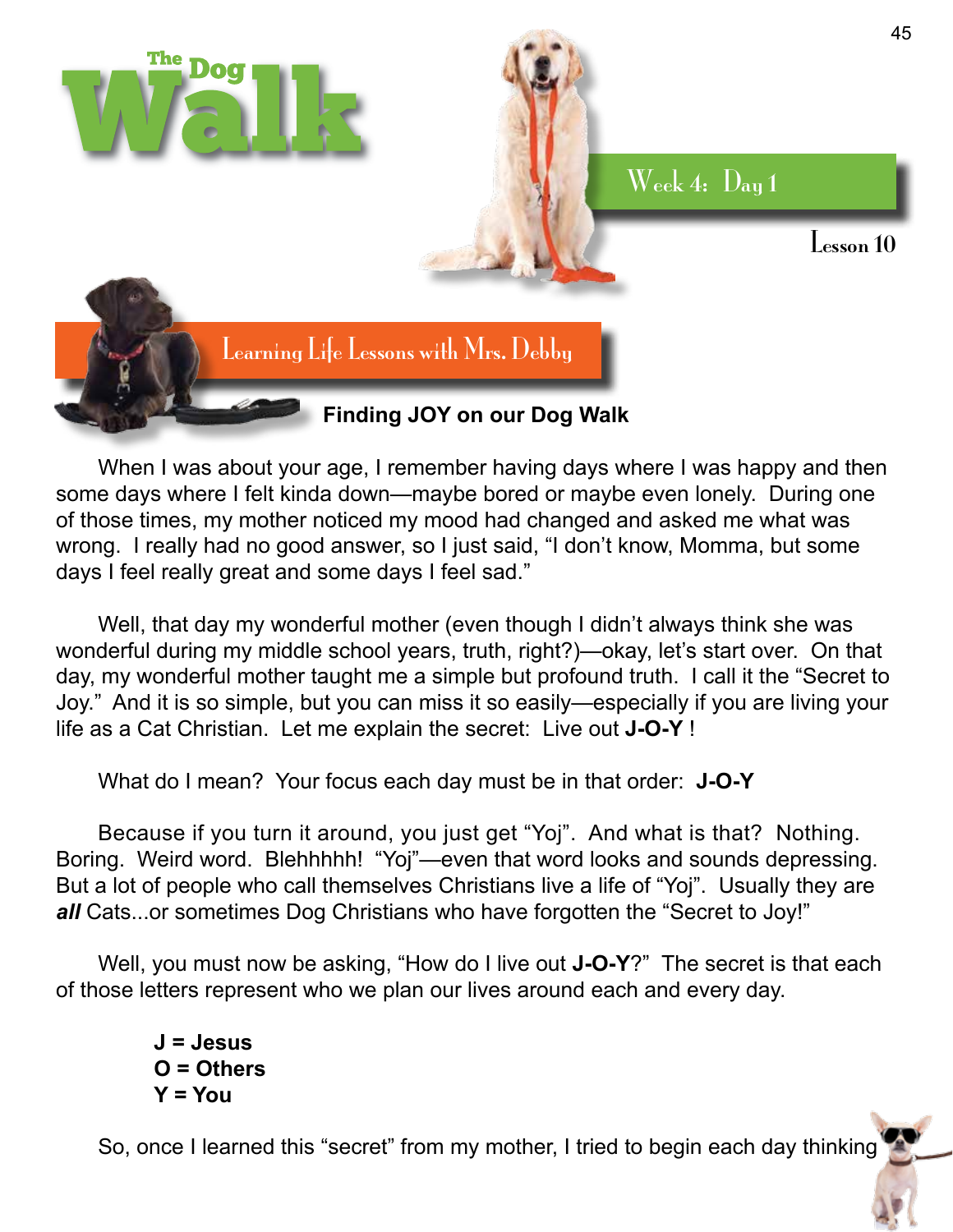# The Dog Walk

## Week 4: Day 1

### Lesson 10

## Learning Life Lessons with Mrs. Debby

**Finding JOY on our Dog Walk**

When I was about your age, I remember having days where I was happy and then some days where I felt kinda down—maybe bored or maybe even lonely. During one of those times, my mother noticed my mood had changed and asked me what was wrong. I really had no good answer, so I just said, "I don't know, Momma, but some days I feel really great and some days I feel sad."

Well, that day my wonderful mother (even though I didn't always think she was wonderful during my middle school years, truth, right?)—okay, let's start over. On that day, my wonderful mother taught me a simple but profound truth. I call it the "Secret to Joy." And it is so simple, but you can miss it so easily—especially if you are living your life as a Cat Christian. Let me explain the secret: Live out **J-O-Y** !

What do I mean? Your focus each day must be in that order: **J-O-Y**

Because if you turn it around, you just get "Yoj". And what is that? Nothing. Boring. Weird word. Blehhhhh! "Yoj"—even that word looks and sounds depressing. But a lot of people who call themselves Christians live a life of "Yoj". Usually they are ***all*** Cats...or sometimes Dog Christians who have forgotten the "Secret to Joy!"

Well, you must now be asking, "How do I live out **J-O-Y**?" The secret is that each of those letters represent who we plan our lives around each and every day.

**J = Jesus**
**O = Others**
**Y = You**

So, once I learned this "secret" from my mother, I tried to begin each day thinking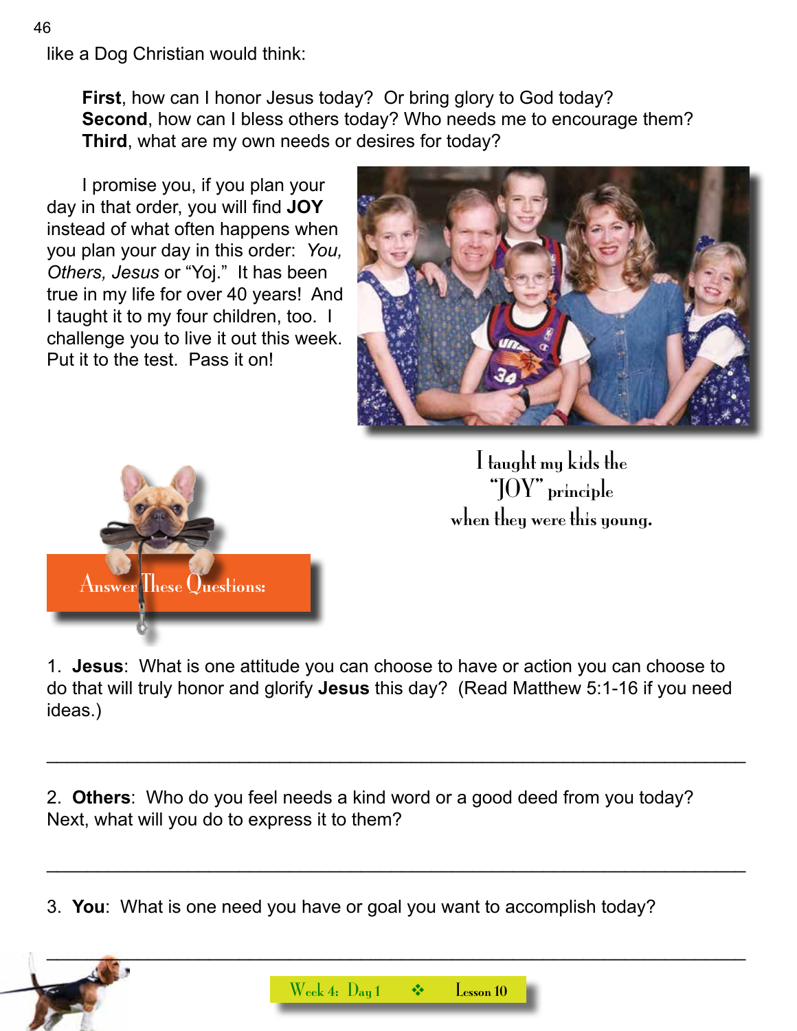like a Dog Christian would think:

**First**, how can I honor Jesus today? Or bring glory to God today?
**Second**, how can I bless others today? Who needs me to encourage them?
**Third**, what are my own needs or desires for today?

I promise you, if you plan your day in that order, you will find **JOY** instead of what often happens when you plan your day in this order: *You, Others, Jesus* or "Yoj." It has been true in my life for over 40 years! And I taught it to my four children, too. I challenge you to live it out this week. Put it to the test. Pass it on!

I taught my kids the "JOY" principle when they were this young.

## Answer These Questions:

1. **Jesus**: What is one attitude you can choose to have or action you can choose to do that will truly honor and glorify **Jesus** this day? (Read Matthew 5:1-16 if you need ideas.)

________________________________________________________________

2. **Others**: Who do you feel needs a kind word or a good deed from you today? Next, what will you do to express it to them?

________________________________________________________________

3. **You**: What is one need you have or goal you want to accomplish today?

________________________________________________________________

Week 4: Day 1 ❖ Lesson 10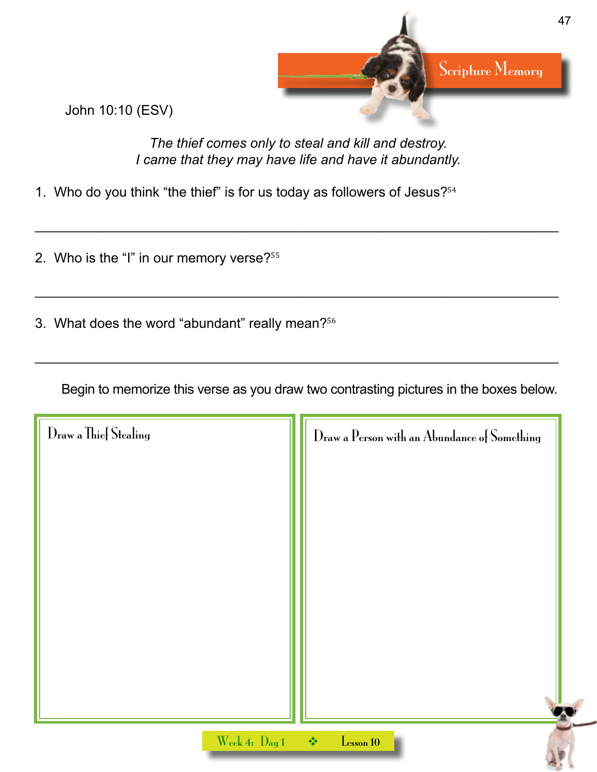## Scripture Memory

John 10:10 (ESV)

*The thief comes only to steal and kill and destroy.*
*I came that they may have life and have it abundantly.*

1. Who do you think "the thief" is for us today as followers of Jesus?[54]

_______________________________________________________________

2. Who is the "I" in our memory verse?[55]

_______________________________________________________________

3. What does the word "abundant" really mean?[56]

_______________________________________________________________

Begin to memorize this verse as you draw two contrasting pictures in the boxes below.

| Draw a Thief Stealing | Draw a Person with an Abundance of Something |
| --- | --- |
| | |

Week 4: Day 1 ❖ Lesson 10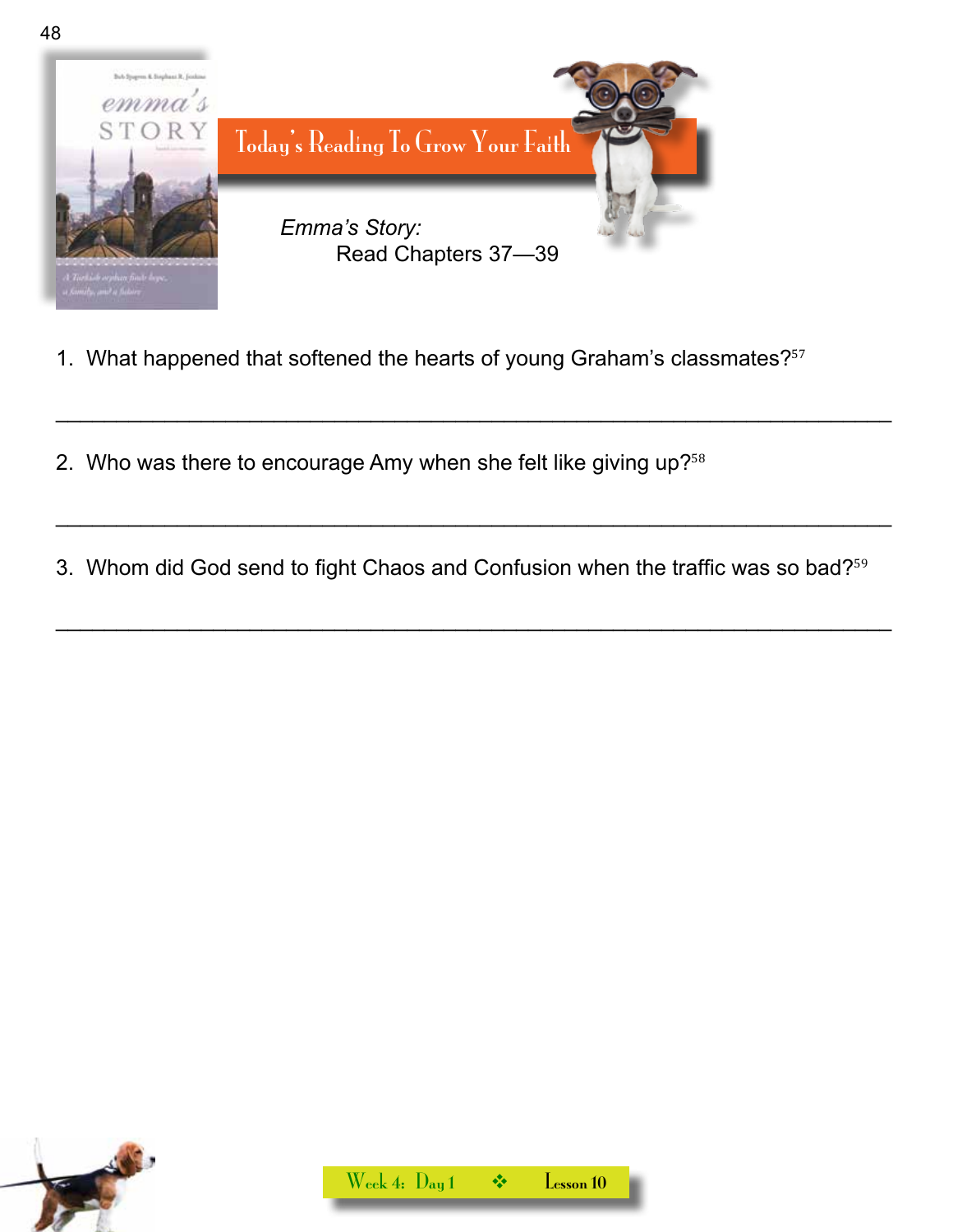## Today's Reading To Grow Your Faith

*Emma's Story:*
Read Chapters 37—39

1. What happened that softened the hearts of young Graham's classmates?[57]

_______________________________________________

2. Who was there to encourage Amy when she felt like giving up?[58]

_______________________________________________

3. Whom did God send to fight Chaos and Confusion when the traffic was so bad?[59]

_______________________________________________

Week 4: Day 1 ❖ Lesson 10